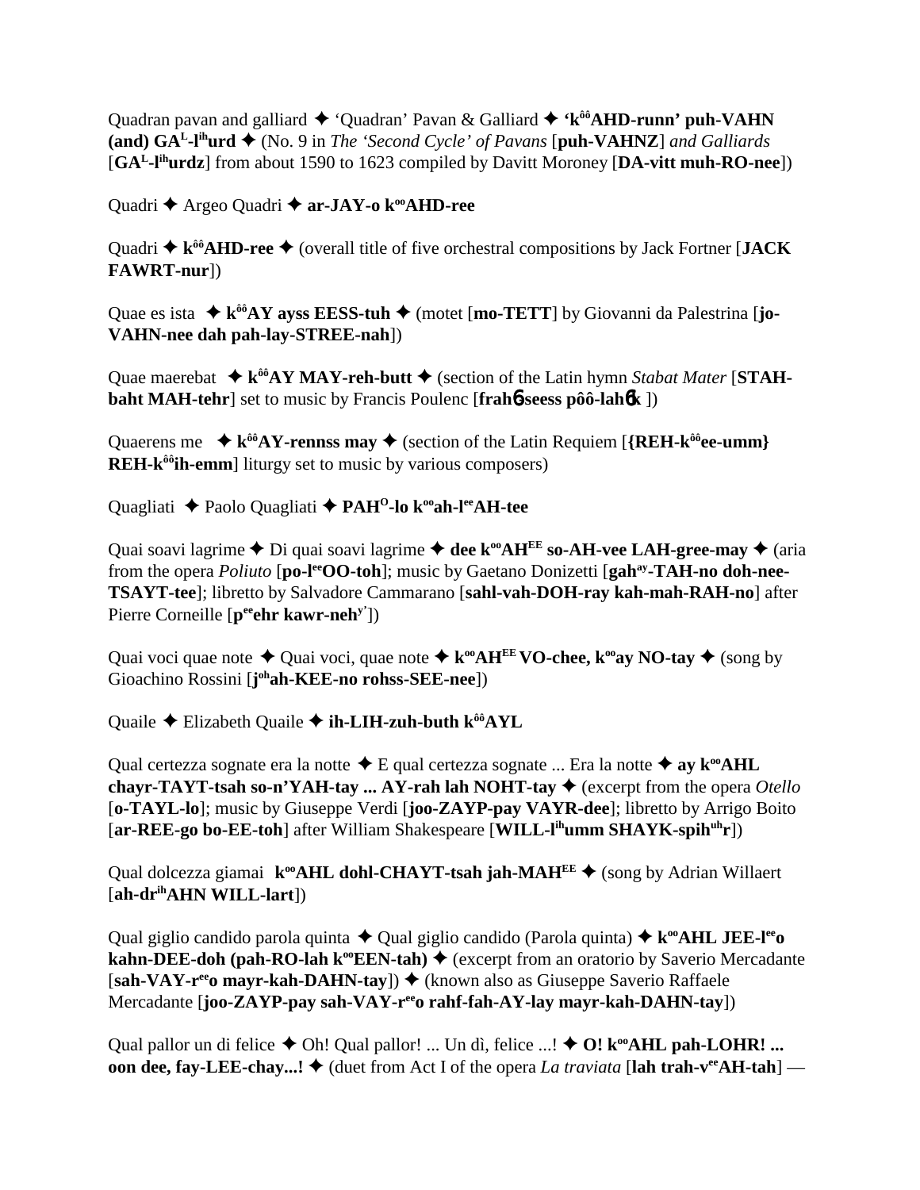Quadran pavan and galliard ✦ 'Quadran' Pavan & Galliard ✦ **'k[ôô]AHD-runn' puh-VAHN (and) GA[L]-l[ih]urd** ✦ (No. 9 in *The 'Second Cycle' of Pavans* [**puh-VAHNZ**] *and Galliards* [**GA[L]-l[ih]urdz**] from about 1590 to 1623 compiled by Davitt Moroney [**DA-vitt muh-RO-nee**])

Quadri ✦ Argeo Quadri ✦ **ar-JAY-o k[oo]AHD-ree**

Quadri ✦ **k[ôô]AHD-ree** ✦ (overall title of five orchestral compositions by Jack Fortner [**JACK FAWRT-nur**])

Quae es ista ✦ **k[ôô]AY ayss EESS-tuh** ✦ (motet [**mo-TETT**] by Giovanni da Palestrina [**jo-VAHN-nee dah pah-lay-STREE-nah**])

Quae maerebat ✦ **k[ôô]AY MAY-reh-butt** ✦ (section of the Latin hymn *Stabat Mater* [**STAH-baht MAH-tehr**] set to music by Francis Poulenc [**frahɓ-seess pôô-lahɓk**])

Quaerens me ✦ **k[ôô]AY-rennss may** ✦ (section of the Latin Requiem [**{REH-k[ôô]ee-umm} REH-k[ôô]ih-emm**] liturgy set to music by various composers)

Quagliati ✦ Paolo Quagliati ✦ **PAH[O]-lo k[oo]ah-l[ee]AH-tee**

Quai soavi lagrime ✦ Di quai soavi lagrime ✦ **dee k[oo]AH[EE] so-AH-vee LAH-gree-may** ✦ (aria from the opera *Poliuto* [**po-l[ee]OO-toh**]; music by Gaetano Donizetti [**gah[ay]-TAH-no doh-nee-TSAYT-tee**]; libretto by Salvadore Cammarano [**sahl-vah-DOH-ray kah-mah-RAH-no**] after Pierre Corneille [**p[ee]ehr kawr-neh[y']**])

Quai voci quae note ✦ Quai voci, quae note ✦ **k[oo]AH[EE] VO-chee, k[oo]ay NO-tay** ✦ (song by Gioachino Rossini [**j[oh]ah-KEE-no rohss-SEE-nee**])

Quaile ✦ Elizabeth Quaile ✦ **ih-LIH-zuh-buth k[ôô]AYL**

Qual certezza sognate era la notte ✦ E qual certezza sognate ... Era la notte ✦ **ay k[oo]AHL chayr-TAYT-tsah so-n'YAH-tay ... AY-rah lah NOHT-tay** ✦ (excerpt from the opera *Otello* [**o-TAYL-lo**]; music by Giuseppe Verdi [**joo-ZAYP-pay VAYR-dee**]; libretto by Arrigo Boito [**ar-REE-go bo-EE-toh**] after William Shakespeare [**WILL-l[ih]umm SHAYK-spih[uh]r**])

Qual dolcezza giamai **k[oo]AHL dohl-CHAYT-tsah jah-MAH[EE]** ✦ (song by Adrian Willaert [**ah-dr[ih]AHN WILL-lart**])

Qual giglio candido parola quinta ✦ Qual giglio candido (Parola quinta) ✦ **k[oo]AHL JEE-l[ee]o kahn-DEE-doh (pah-RO-lah k[oo]EEN-tah)** ✦ (excerpt from an oratorio by Saverio Mercadante [**sah-VAY-r[ee]o mayr-kah-DAHN-tay**]) ✦ (known also as Giuseppe Saverio Raffaele Mercadante [**joo-ZAYP-pay sah-VAY-r[ee]o rahf-fah-AY-lay mayr-kah-DAHN-tay**])

Qual pallor un di felice ✦ Oh! Qual pallor! ... Un dì, felice ...! ✦ **O! k[oo]AHL pah-LOHR! ... oon dee, fay-LEE-chay...!** ✦ (duet from Act I of the opera *La traviata* [**lah trah-v[ee]AH-tah**] —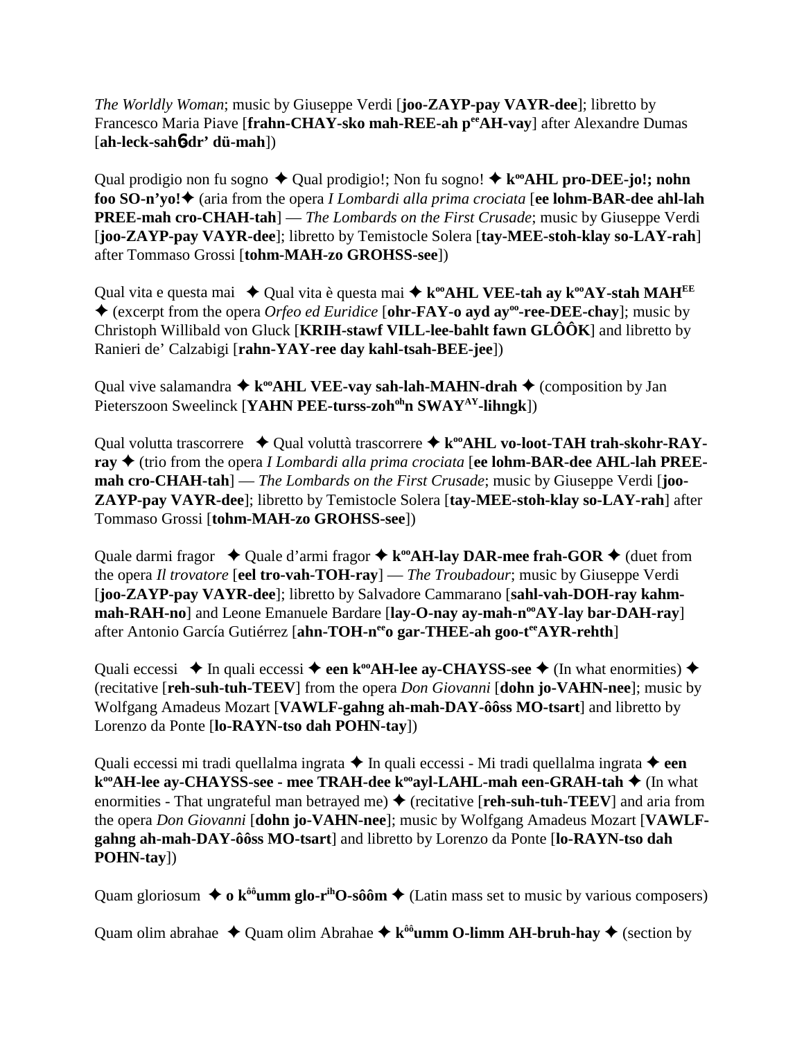*The Worldly Woman*; music by Giuseppe Verdi [**joo-ZAYP-pay VAYR-dee**]; libretto by Francesco Maria Piave [**frahn-CHAY-sko mah-REE-ah p$^{ee}$AH-vay**] after Alexandre Dumas [**ah-leck-sah6dr' dü-mah**])

Qual prodigio non fu sogno ✦ Qual prodigio!; Non fu sogno! ✦ **k$^{oo}$AHL pro-DEE-jo!; nohn foo SO-n'yo!**✦ (aria from the opera *I Lombardi alla prima crociata* [**ee lohm-BAR-dee ahl-lah PREE-mah cro-CHAH-tah**] — *The Lombards on the First Crusade*; music by Giuseppe Verdi [**joo-ZAYP-pay VAYR-dee**]; libretto by Temistocle Solera [**tay-MEE-stoh-klay so-LAY-rah**] after Tommaso Grossi [**tohm-MAH-zo GROHSS-see**])

Qual vita e questa mai ✦ Qual vita è questa mai ✦ **k$^{oo}$AHL VEE-tah ay k$^{oo}$AY-stah MAH$^{EE}$** ✦ (excerpt from the opera *Orfeo ed Euridice* [**ohr-FAY-o ayd ay$^{oo}$-ree-DEE-chay**]; music by Christoph Willibald von Gluck [**KRIH-stawf VILL-lee-bahlt fawn GLÔÔK**] and libretto by Ranieri de' Calzabigi [**rahn-YAY-ree day kahl-tsah-BEE-jee**])

Qual vive salamandra ✦ **k$^{oo}$AHL VEE-vay sah-lah-MAHN-drah** ✦ (composition by Jan Pieterszoon Sweelinck [**YAHN PEE-turss-zoh$^{oh}$n SWAY$^{AY}$-lihngk**])

Qual volutta trascorrere ✦ Qual voluttà trascorrere ✦ **k$^{oo}$AHL vo-loot-TAH trah-skohr-RAY-ray** ✦ (trio from the opera *I Lombardi alla prima crociata* [**ee lohm-BAR-dee AHL-lah PREE-mah cro-CHAH-tah**] — *The Lombards on the First Crusade*; music by Giuseppe Verdi [**joo-ZAYP-pay VAYR-dee**]; libretto by Temistocle Solera [**tay-MEE-stoh-klay so-LAY-rah**] after Tommaso Grossi [**tohm-MAH-zo GROHSS-see**])

Quale darmi fragor ✦ Quale d'armi fragor ✦ **k$^{oo}$AH-lay DAR-mee frah-GOR** ✦ (duet from the opera *Il trovatore* [**eel tro-vah-TOH-ray**] — *The Troubadour*; music by Giuseppe Verdi [**joo-ZAYP-pay VAYR-dee**]; libretto by Salvadore Cammarano [**sahl-vah-DOH-ray kahm-mah-RAH-no**] and Leone Emanuele Bardare [**lay-O-nay ay-mah-n$^{oo}$AY-lay bar-DAH-ray**] after Antonio García Gutiérrez [**ahn-TOH-n$^{ee}$o gar-THEE-ah goo-t$^{ee}$AYR-rehth**]

Quali eccessi ✦ In quali eccessi ✦ **een k$^{oo}$AH-lee ay-CHAYSS-see** ✦ (In what enormities) ✦ (recitative [**reh-suh-tuh-TEEV**] from the opera *Don Giovanni* [**dohn jo-VAHN-nee**]; music by Wolfgang Amadeus Mozart [**VAWLF-gahng ah-mah-DAY-ôôss MO-tsart**] and libretto by Lorenzo da Ponte [**lo-RAYN-tso dah POHN-tay**])

Quali eccessi mi tradi quellalma ingrata ✦ In quali eccessi - Mi tradi quellalma ingrata ✦ **een k$^{oo}$AH-lee ay-CHAYSS-see - mee TRAH-dee k$^{oo}$ayl-LAHL-mah een-GRAH-tah** ✦ (In what enormities - That ungrateful man betrayed me) ✦ (recitative [**reh-suh-tuh-TEEV**] and aria from the opera *Don Giovanni* [**dohn jo-VAHN-nee**]; music by Wolfgang Amadeus Mozart [**VAWLF-gahng ah-mah-DAY-ôôss MO-tsart**] and libretto by Lorenzo da Ponte [**lo-RAYN-tso dah POHN-tay**])

Quam gloriosum ✦ **o k$^{ôô}$umm glo-r$^{ih}$O-sôôm** ✦ (Latin mass set to music by various composers)

Quam olim abrahae ✦ Quam olim Abrahae ✦ **k$^{ôô}$umm O-limm AH-bruh-hay** ✦ (section by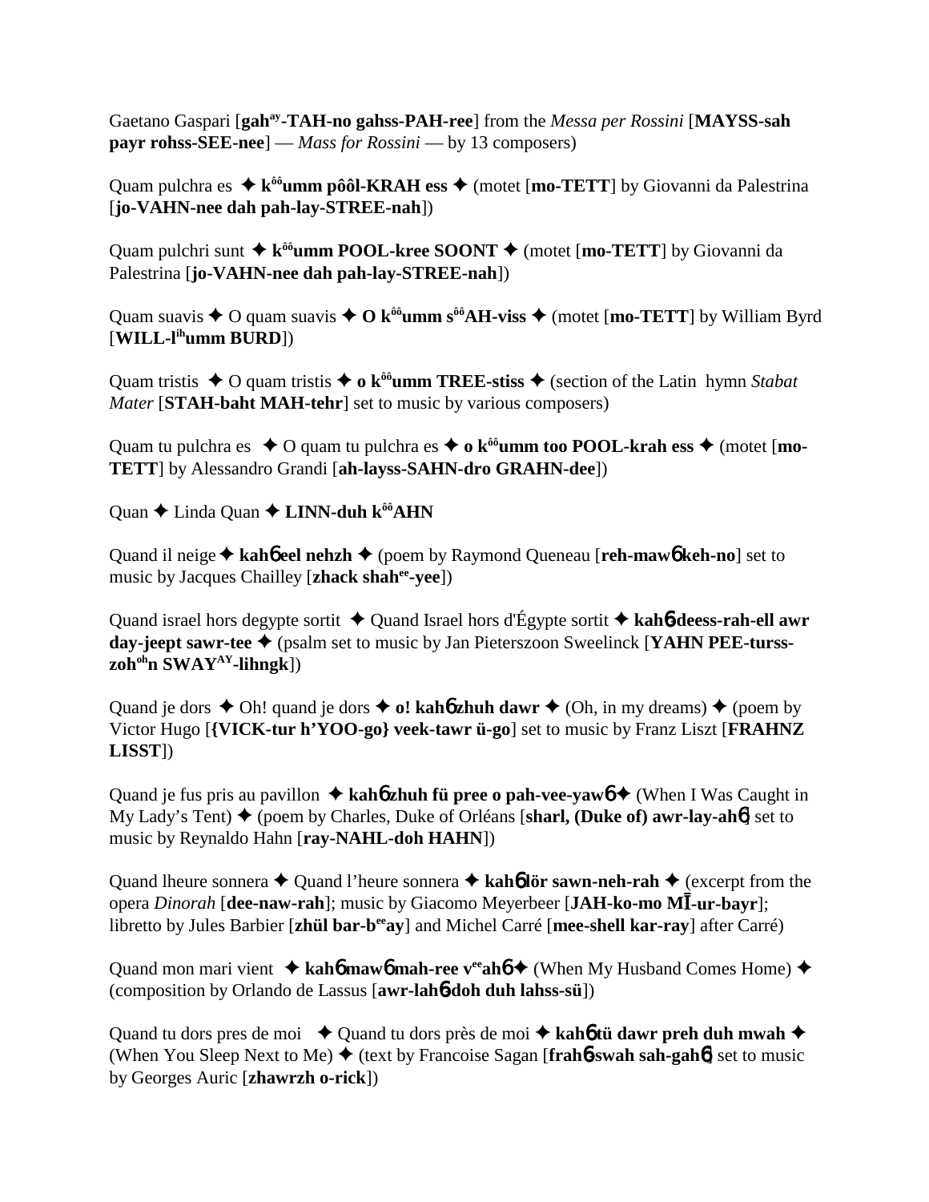Gaetano Gaspari [**gah**ay**-TAH-no gahss-PAH-ree**] from the *Messa per Rossini* [**MAYSS-sah payr rohss-SEE-nee**] — *Mass for Rossini* — by 13 composers)

Quam pulchra es ✦ **k**ôô**umm pôôl-KRAH ess** ✦ (motet [**mo-TETT**] by Giovanni da Palestrina [**jo-VAHN-nee dah pah-lay-STREE-nah**])

Quam pulchri sunt ✦ **k**ôô**umm POOL-kree SOONT** ✦ (motet [**mo-TETT**] by Giovanni da Palestrina [**jo-VAHN-nee dah pah-lay-STREE-nah**])

Quam suavis ✦ O quam suavis ✦ **O k**ôô**umm s**ôô**AH-viss** ✦ (motet [**mo-TETT**] by William Byrd [**WILL-l**ih**umm BURD**])

Quam tristis ✦ O quam tristis ✦ **o k**ôô**umm TREE-stiss** ✦ (section of the Latin hymn *Stabat Mater* [**STAH-baht MAH-tehr**] set to music by various composers)

Quam tu pulchra es ✦ O quam tu pulchra es ✦ **o k**ôô**umm too POOL-krah ess** ✦ (motet [**mo-TETT**] by Alessandro Grandi [**ah-layss-SAHN-dro GRAHN-dee**])

Quan ✦ Linda Quan ✦ **LINN-duh k**ôô**AHN**

Quand il neige ✦ **kah**ɓ **eel nehzh** ✦ (poem by Raymond Queneau [**reh-maw**ɓ **keh-no**] set to music by Jacques Chailley [**zhack shah**ee**-yee**])

Quand israel hors degypte sortit ✦ Quand Israel hors d'Égypte sortit ✦ **kah**ɓ **deess-rah-ell awr day-jeept sawr-tee** ✦ (psalm set to music by Jan Pieterszoon Sweelinck [**YAHN PEE-turss-zoh**oh**n SWAY**AY**-lihngk**])

Quand je dors ✦ Oh! quand je dors ✦ **o! kah**ɓ **zhuh dawr** ✦ (Oh, in my dreams) ✦ (poem by Victor Hugo [**{VICK-tur h'YOO-go} veek-tawr ü-go**] set to music by Franz Liszt [**FRAHNZ LISST**])

Quand je fus pris au pavillon ✦ **kah**ɓ **zhuh fü pree o pah-vee-yaw**ɓ ✦ (When I Was Caught in My Lady's Tent) ✦ (poem by Charles, Duke of Orléans [**sharl, (Duke of) awr-lay-ah**ɓ] set to music by Reynaldo Hahn [**ray-NAHL-doh HAHN**])

Quand lheure sonnera ✦ Quand l'heure sonnera ✦ **kah**ɓ **lör sawn-neh-rah** ✦ (excerpt from the opera *Dinorah* [**dee-naw-rah**]; music by Giacomo Meyerbeer [**JAH-ko-mo MĪ-ur-bayr**]; libretto by Jules Barbier [**zhül bar-b**ee**ay**] and Michel Carré [**mee-shell kar-ray**] after Carré)

Quand mon mari vient ✦ **kah**ɓ **maw**ɓ **mah-ree v**ee**ah**ɓ ✦ (When My Husband Comes Home) ✦ (composition by Orlando de Lassus [**awr-lah**ɓ**-doh duh lahss-sü**])

Quand tu dors pres de moi ✦ Quand tu dors près de moi ✦ **kah**ɓ **tü dawr preh duh mwah** ✦ (When You Sleep Next to Me) ✦ (text by Francoise Sagan [**frah**ɓ**-swah sah-gah**ɓ] set to music by Georges Auric [**zhawrzh o-rick**])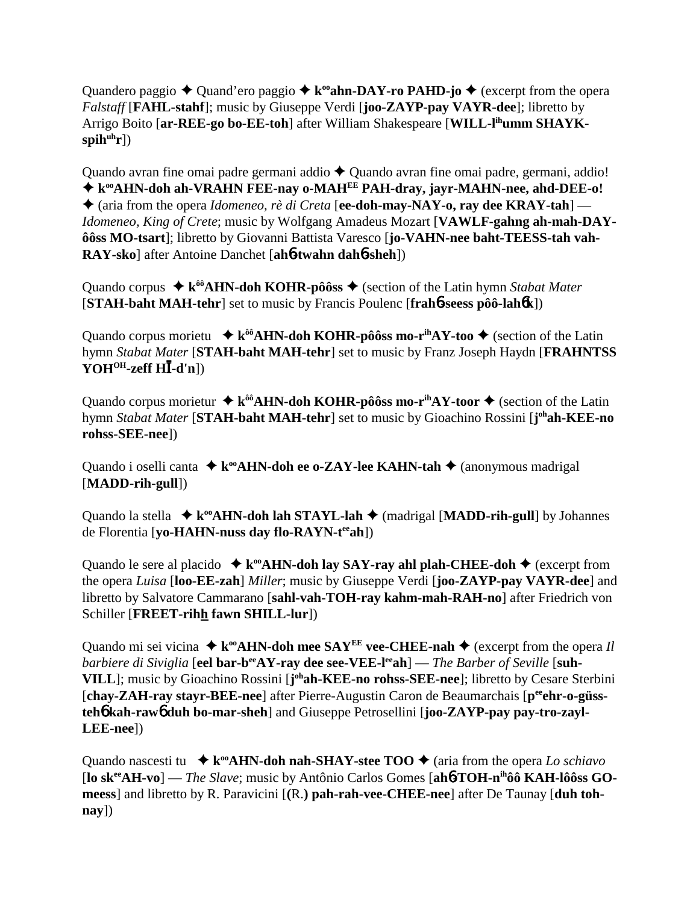Quandero paggio ✦ Quand'ero paggio ✦ **k[oo]ahn-DAY-ro PAHD-jo** ✦ (excerpt from the opera *Falstaff* [**FAHL-stahf**]; music by Giuseppe Verdi [**joo-ZAYP-pay VAYR-dee**]; libretto by Arrigo Boito [**ar-REE-go bo-EE-toh**] after William Shakespeare [**WILL-l[ih]umm SHAYK-spih[uh]r**])

Quando avran fine omai padre germani addio ✦ Quando avran fine omai padre, germani, addio! ✦ **k[oo]AHN-doh ah-VRAHN FEE-nay o-MAH[EE] PAH-dray, jayr-MAHN-nee, ahd-DEE-o!** ✦ (aria from the opera *Idomeneo, rè di Creta* [**ee-doh-may-NAY-o, ray dee KRAY-tah**] — *Idomeneo, King of Crete*; music by Wolfgang Amadeus Mozart [**VAWLF-gahng ah-mah-DAY-ôôss MO-tsart**]; libretto by Giovanni Battista Varesco [**jo-VAHN-nee baht-TEESS-tah vah-RAY-sko**] after Antoine Danchet [**ahɓ-twahn dahɓ-sheh**])

Quando corpus ✦ **k[ôô]AHN-doh KOHR-pôôss** ✦ (section of the Latin hymn *Stabat Mater* [**STAH-baht MAH-tehr**] set to music by Francis Poulenc [**frahɓ-seess pôô-lahɓk**])

Quando corpus morietu ✦ **k[ôô]AHN-doh KOHR-pôôss mo-r[ih]AY-too** ✦ (section of the Latin hymn *Stabat Mater* [**STAH-baht MAH-tehr**] set to music by Franz Joseph Haydn [**FRAHNTSS YOH[OH]-zeff HĪ-d'n**])

Quando corpus morietur ✦ **k[ôô]AHN-doh KOHR-pôôss mo-r[ih]AY-toor** ✦ (section of the Latin hymn *Stabat Mater* [**STAH-baht MAH-tehr**] set to music by Gioachino Rossini [**j[oh]ah-KEE-no rohss-SEE-nee**])

Quando i oselli canta ✦ **k[oo]AHN-doh ee o-ZAY-lee KAHN-tah** ✦ (anonymous madrigal [**MADD-rih-gull**])

Quando la stella ✦ **k[oo]AHN-doh lah STAYL-lah** ✦ (madrigal [**MADD-rih-gull**] by Johannes de Florentia [**yo-HAHN-nuss day flo-RAYN-t[ee]ah**])

Quando le sere al placido ✦ **k[oo]AHN-doh lay SAY-ray ahl plah-CHEE-doh** ✦ (excerpt from the opera *Luisa* [**loo-EE-zah**] *Miller*; music by Giuseppe Verdi [**joo-ZAYP-pay VAYR-dee**] and libretto by Salvatore Cammarano [**sahl-vah-TOH-ray kahm-mah-RAH-no**] after Friedrich von Schiller [**FREET-rihh fawn SHILL-lur**])

Quando mi sei vicina ✦ **k[oo]AHN-doh mee SAY[EE] vee-CHEE-nah** ✦ (excerpt from the opera *Il barbiere di Siviglia* [**eel bar-b[ee]AY-ray dee see-VEE-l[ee]ah**] — *The Barber of Seville* [**suh-VILL**]; music by Gioachino Rossini [**j[oh]ah-KEE-no rohss-SEE-nee**]; libretto by Cesare Sterbini [**chay-ZAH-ray stayr-BEE-nee**] after Pierre-Augustin Caron de Beaumarchais [**p[ee]ehr-o-güss-tehɓ kah-rawɓ duh bo-mar-sheh**] and Giuseppe Petrosellini [**joo-ZAYP-pay pay-tro-zayl-LEE-nee**])

Quando nascesti tu ✦ **k[oo]AHN-doh nah-SHAY-stee TOO** ✦ (aria from the opera *Lo schiavo* [**lo sk[ee]AH-vo**] — *The Slave*; music by Antônio Carlos Gomes [**ahɓ-TOH-n[ih]ôô KAH-lôôss GO-meess**] and libretto by R. Paravicini [**(**R.**) pah-rah-vee-CHEE-nee**] after De Taunay [**duh toh-nay**])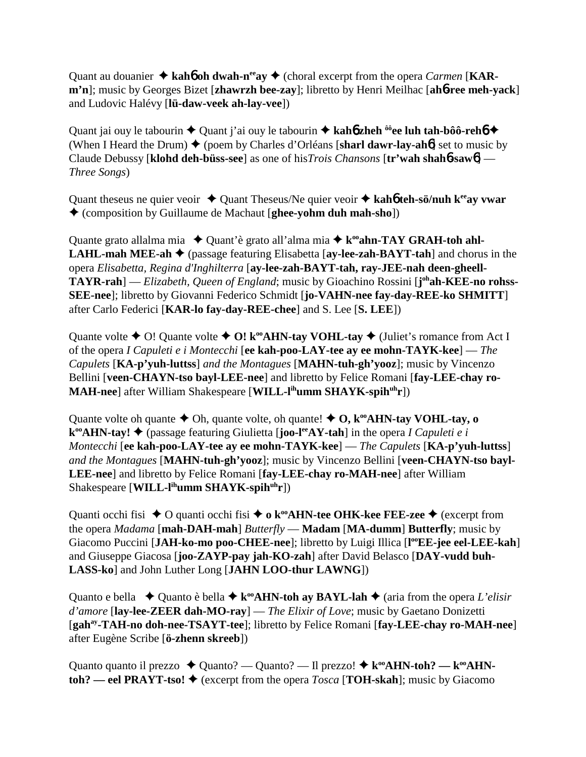Quant au douanier ✦ **kahɓ oh dwah-n<sup>ee</sup>ay** ✦ (choral excerpt from the opera *Carmen* [**KAR-m'n**]; music by Georges Bizet [**zhawrzh bee-zay**]; libretto by Henri Meilhac [**ahɓ-ree meh-yack**] and Ludovic Halévy [**lü-daw-veek ah-lay-vee**])

Quant jai ouy le tabourin ✦ Quant j'ai ouy le tabourin ✦ **kahɓ zheh** <sup>ôô</sup>**ee luh tah-bôô-rehɓ** ✦ (When I Heard the Drum) ✦ (poem by Charles d'Orléans [**sharl dawr-lay-ahɓ**] set to music by Claude Debussy [**klohd deh-büss-see**] as one of his *Trois Chansons* [**tr'wah shahɓ-sawɓ**] — *Three Songs*)

Quant theseus ne quier veoir ✦ Quant Theseus/Ne quier veoir ✦ **kahɓ teh-sö/nuh k<sup>ee</sup>ay vwar** ✦ (composition by Guillaume de Machaut [**ghee-yohm duh mah-sho**])

Quante grato allalma mia ✦ Quant'è grato all'alma mia ✦ **k<sup>oo</sup>ahn-TAY GRAH-toh ahl-LAHL-mah MEE-ah** ✦ (passage featuring Elisabetta [**ay-lee-zah-BAYT-tah**] and chorus in the opera *Elisabetta, Regina d'Inghilterra* [**ay-lee-zah-BAYT-tah, ray-JEE-nah deen-gheell-TAYR-rah**] — *Elizabeth, Queen of England*; music by Gioachino Rossini [**j<sup>oh</sup>ah-KEE-no rohss-SEE-nee**]; libretto by Giovanni Federico Schmidt [**jo-VAHN-nee fay-day-REE-ko SHMITT**] after Carlo Federici [**KAR-lo fay-day-REE-chee**] and S. Lee [**S. LEE**])

Quante volte ✦ O! Quante volte ✦ **O! k<sup>oo</sup>AHN-tay VOHL-tay** ✦ (Juliet's romance from Act I of the opera *I Capuleti e i Montecchi* [**ee kah-poo-LAY-tee ay ee mohn-TAYK-kee**] — *The Capulets* [**KA-p'yuh-luttss**] *and the Montagues* [**MAHN-tuh-gh'yooz**]; music by Vincenzo Bellini [**veen-CHAYN-tso bayl-LEE-nee**] and libretto by Felice Romani [**fay-LEE-chay ro-MAH-nee**] after William Shakespeare [**WILL-l<sup>ih</sup>umm SHAYK-spih<sup>uh</sup>r**])

Quante volte oh quante ✦ Oh, quante volte, oh quante! ✦ **O, k<sup>oo</sup>AHN-tay VOHL-tay, o k<sup>oo</sup>AHN-tay!** ✦ (passage featuring Giulietta [**joo-l<sup>ee</sup>AY-tah**] in the opera *I Capuleti e i Montecchi* [**ee kah-poo-LAY-tee ay ee mohn-TAYK-kee**] — *The Capulets* [**KA-p'yuh-luttss**] *and the Montagues* [**MAHN-tuh-gh'yooz**]; music by Vincenzo Bellini [**veen-CHAYN-tso bayl-LEE-nee**] and libretto by Felice Romani [**fay-LEE-chay ro-MAH-nee**] after William Shakespeare [**WILL-l<sup>ih</sup>umm SHAYK-spih<sup>uh</sup>r**])

Quanti occhi fisi ✦ O quanti occhi fisi ✦ **o k<sup>oo</sup>AHN-tee OHK-kee FEE-zee** ✦ (excerpt from the opera *Madama* [**mah-DAH-mah**] *Butterfly* — **Madam** [**MA-dumm**] **Butterfly**; music by Giacomo Puccini [**JAH-ko-mo poo-CHEE-nee**]; libretto by Luigi Illica [**l<sup>oo</sup>EE-jee eel-LEE-kah**] and Giuseppe Giacosa [**joo-ZAYP-pay jah-KO-zah**] after David Belasco [**DAY-vudd buh-LASS-ko**] and John Luther Long [**JAHN LOO-thur LAWNG**])

Quanto e bella ✦ Quanto è bella ✦ **k<sup>oo</sup>AHN-toh ay BAYL-lah** ✦ (aria from the opera *L'elisir d'amore* [**lay-lee-ZEER dah-MO-ray**] — *The Elixir of Love*; music by Gaetano Donizetti [**gah<sup>ay</sup>-TAH-no doh-nee-TSAYT-tee**]; libretto by Felice Romani [**fay-LEE-chay ro-MAH-nee**] after Eugène Scribe [**ö-zhenn skreeb**])

Quanto quanto il prezzo ✦ Quanto? — Quanto? — Il prezzo! ✦ **k<sup>oo</sup>AHN-toh? — k<sup>oo</sup>AHN-toh? — eel PRAYT-tso!** ✦ (excerpt from the opera *Tosca* [**TOH-skah**]; music by Giacomo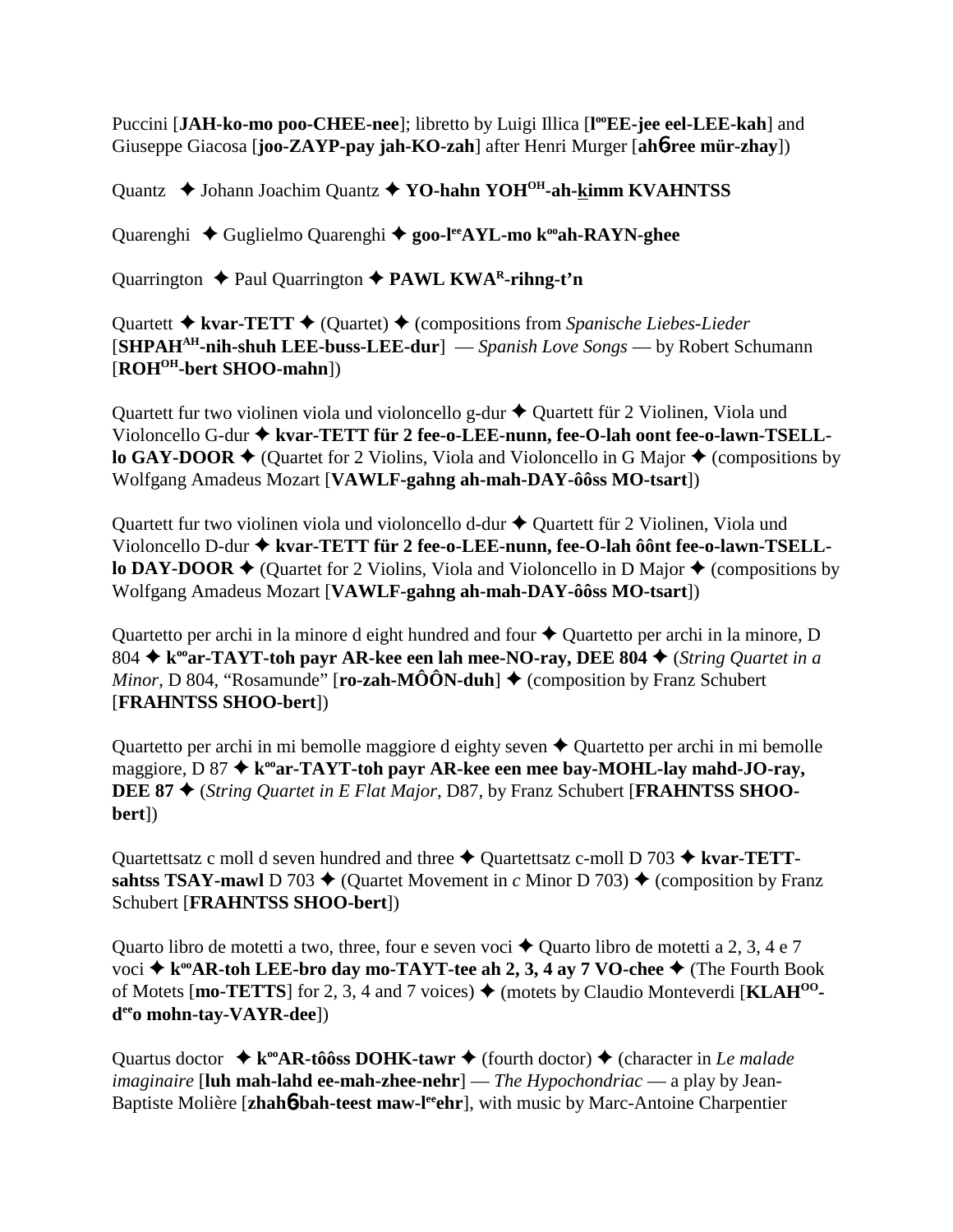Puccini [**JAH-ko-mo poo-CHEE-nee**]; libretto by Luigi Illica [**l°°EE-jee eel-LEE-kah**] and Giuseppe Giacosa [**joo-ZAYP-pay jah-KO-zah**] after Henri Murger [**ahɓ-ree mür-zhay**])

Quantz ✦ Johann Joachim Quantz ✦ **YO-hahn YOH^OH-ah-kimm KVAHNTSS**

Quarenghi ✦ Guglielmo Quarenghi ✦ **goo-l^ee AYL-mo k°°ah-RAYN-ghee**

Quarrington ✦ Paul Quarrington ✦ **PAWL KWA^R-rihng-t'n**

Quartett ✦ **kvar-TETT** ✦ (Quartet) ✦ (compositions from *Spanische Liebes-Lieder* [**SHPAH^AH-nih-shuh LEE-buss-LEE-dur**] — *Spanish Love Songs* — by Robert Schumann [**ROH^OH-bert SHOO-mahn**])

Quartett fur two violinen viola und violoncello g-dur ✦ Quartett für 2 Violinen, Viola und Violoncello G-dur ✦ **kvar-TETT für 2 fee-o-LEE-nunn, fee-O-lah oont fee-o-lawn-TSELL-lo GAY-DOOR** ✦ (Quartet for 2 Violins, Viola and Violoncello in G Major ✦ (compositions by Wolfgang Amadeus Mozart [**VAWLF-gahng ah-mah-DAY-ôôss MO-tsart**])

Quartett fur two violinen viola und violoncello d-dur ✦ Quartett für 2 Violinen, Viola und Violoncello D-dur ✦ **kvar-TETT für 2 fee-o-LEE-nunn, fee-O-lah ôônt fee-o-lawn-TSELL-lo DAY-DOOR** ✦ (Quartet for 2 Violins, Viola and Violoncello in D Major ✦ (compositions by Wolfgang Amadeus Mozart [**VAWLF-gahng ah-mah-DAY-ôôss MO-tsart**])

Quartetto per archi in la minore d eight hundred and four ✦ Quartetto per archi in la minore, D 804 ✦ **k°°ar-TAYT-toh payr AR-kee een lah mee-NO-ray, DEE 804** ✦ (*String Quartet in a Minor*, D 804, "Rosamunde" [**ro-zah-MÔÔN-duh**] ✦ (composition by Franz Schubert [**FRAHNTSS SHOO-bert**])

Quartetto per archi in mi bemolle maggiore d eighty seven ✦ Quartetto per archi in mi bemolle maggiore, D 87 ✦ **k°°ar-TAYT-toh payr AR-kee een mee bay-MOHL-lay mahd-JO-ray, DEE 87** ✦ (*String Quartet in E Flat Major*, D87, by Franz Schubert [**FRAHNTSS SHOO-bert**])

Quartettsatz c moll d seven hundred and three ✦ Quartettsatz c-moll D 703 ✦ **kvar-TETT-sahtss TSAY-mawl** D 703 ✦ (Quartet Movement in *c* Minor D 703) ✦ (composition by Franz Schubert [**FRAHNTSS SHOO-bert**])

Quarto libro de motetti a two, three, four e seven voci ✦ Quarto libro de motetti a 2, 3, 4 e 7 voci ✦ **k°°AR-toh LEE-bro day mo-TAYT-tee ah 2, 3, 4 ay 7 VO-chee** ✦ (The Fourth Book of Motets [**mo-TETTS**] for 2, 3, 4 and 7 voices) ✦ (motets by Claudio Monteverdi [**KLAH^OO-d^ee o mohn-tay-VAYR-dee**])

Quartus doctor ✦ **k°°AR-tôôss DOHK-tawr** ✦ (fourth doctor) ✦ (character in *Le malade imaginaire* [**luh mah-lahd ee-mah-zhee-nehr**] — *The Hypochondriac* — a play by Jean-Baptiste Molière [**zhahɓ-bah-teest maw-l^ee ehr**], with music by Marc-Antoine Charpentier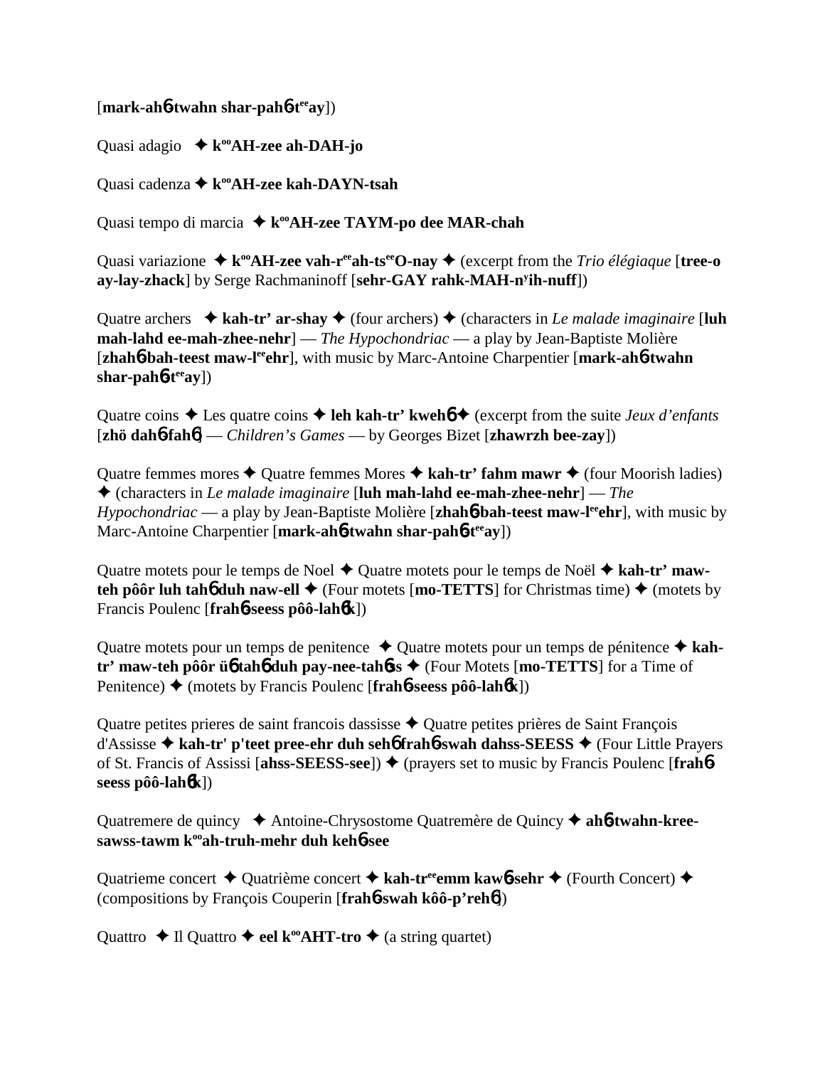[**mark-ah**ɓ**-twahn shar-pah**ɓ**-t**ee**ay**])

Quasi adagio ✦ **k**oo**AH-zee ah-DAH-jo**

Quasi cadenza ✦ **k**oo**AH-zee kah-DAYN-tsah**

Quasi tempo di marcia ✦ **k**oo**AH-zee TAYM-po dee MAR-chah**

Quasi variazione ✦ **k**oo**AH-zee vah-r**ee**ah-ts**ee**O-nay** ✦ (excerpt from the *Trio élégiaque* [**tree-o ay-lay-zhack**] by Serge Rachmaninoff [**sehr-GAY rahk-MAH-n**y**ih-nuff**])

Quatre archers ✦ **kah-tr' ar-shay** ✦ (four archers) ✦ (characters in *Le malade imaginaire* [**luh mah-lahd ee-mah-zhee-nehr**] — *The Hypochondriac* — a play by Jean-Baptiste Molière [**zhah**ɓ**-bah-teest maw-l**ee**ehr**], with music by Marc-Antoine Charpentier [**mark-ah**ɓ**-twahn shar-pah**ɓ**-t**ee**ay**])

Quatre coins ✦ Les quatre coins ✦ **leh kah-tr' kweh**ɓ ✦ (excerpt from the suite *Jeux d'enfants* [**zhö dah**ɓ**-fah**ɓ] — *Children's Games* — by Georges Bizet [**zhawrzh bee-zay**])

Quatre femmes mores ✦ Quatre femmes Mores ✦ **kah-tr' fahm mawr** ✦ (four Moorish ladies) ✦ (characters in *Le malade imaginaire* [**luh mah-lahd ee-mah-zhee-nehr**] — *The Hypochondriac* — a play by Jean-Baptiste Molière [**zhah**ɓ**-bah-teest maw-l**ee**ehr**], with music by Marc-Antoine Charpentier [**mark-ah**ɓ**-twahn shar-pah**ɓ**-t**ee**ay**])

Quatre motets pour le temps de Noel ✦ Quatre motets pour le temps de Noël ✦ **kah-tr' maw-teh pôôr luh tah**ɓ **duh naw-ell** ✦ (Four motets [**mo-TETTS**] for Christmas time) ✦ (motets by Francis Poulenc [**frah**ɓ**-seess pôô-lah**ɓ**k**])

Quatre motets pour un temps de penitence ✦ Quatre motets pour un temps de pénitence ✦ **kah-tr' maw-teh pôôr ü**ɓ **tah**ɓ **duh pay-nee-tah**ɓ**ss** ✦ (Four Motets [**mo-TETTS**] for a Time of Penitence) ✦ (motets by Francis Poulenc [**frah**ɓ**-seess pôô-lah**ɓ**k**])

Quatre petites prieres de saint francois dassisse ✦ Quatre petites prières de Saint François d'Assisse ✦ **kah-tr' p'teet pree-ehr duh seh**ɓ **frah**ɓ**-swah dahss-SEESS** ✦ (Four Little Prayers of St. Francis of Assissi [**ahss-SEESS-see**]) ✦ (prayers set to music by Francis Poulenc [**frah**ɓ**-seess pôô-lah**ɓ**k**])

Quatremere de quincy ✦ Antoine-Chrysostome Quatremère de Quincy ✦ **ah**ɓ**-twahn-kree-sawss-tawm k**oo**ah-truh-mehr duh keh**ɓ**-see**

Quatrieme concert ✦ Quatrième concert ✦ **kah-tr**ee**emm kaw**ɓ**-sehr** ✦ (Fourth Concert) ✦ (compositions by François Couperin [**frah**ɓ**-swah kôô-p'reh**ɓ])

Quattro ✦ Il Quattro ✦ **eel k**oo**AHT-tro** ✦ (a string quartet)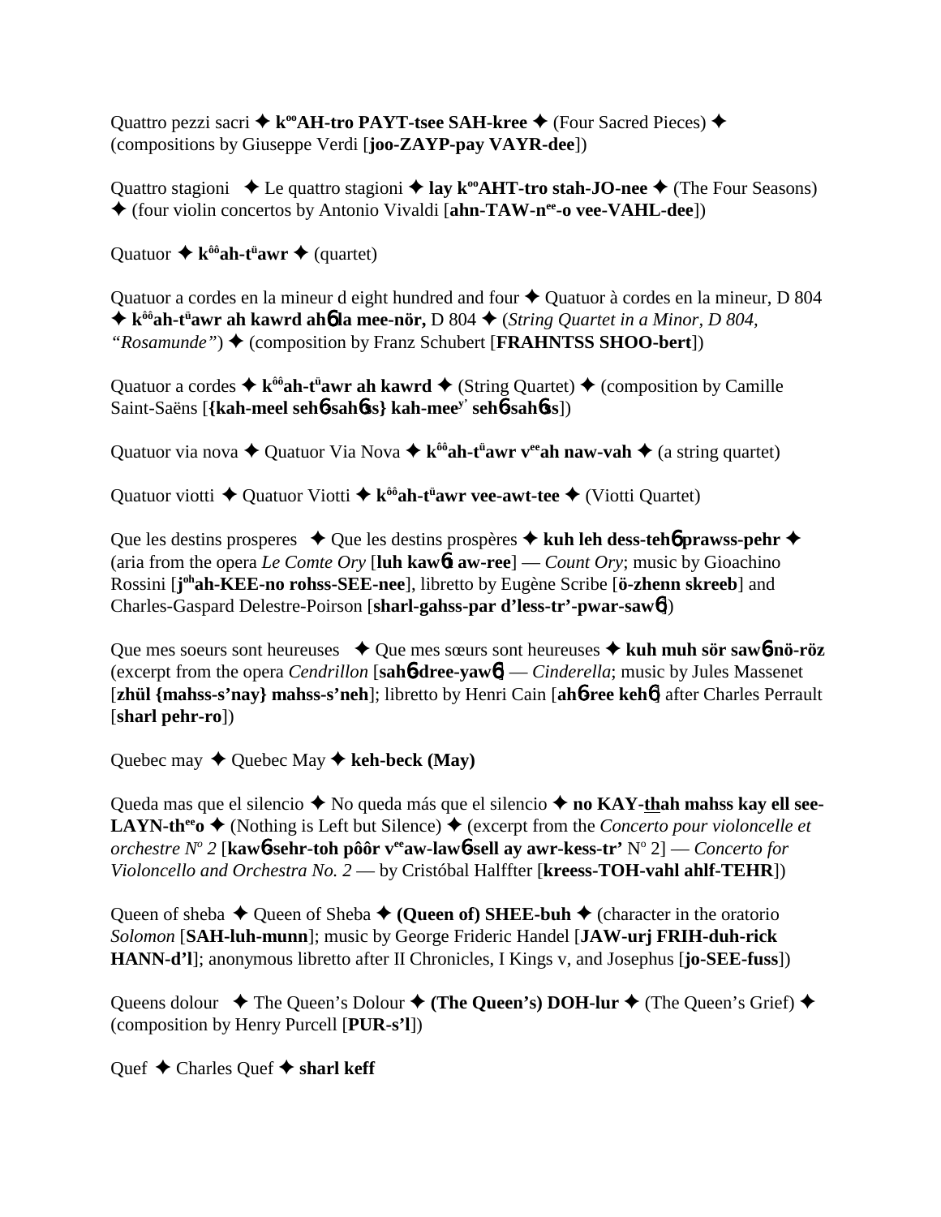Quattro pezzi sacri ✦ **k$^{oo}$AH-tro PAYT-tsee SAH-kree** ✦ (Four Sacred Pieces) ✦ (compositions by Giuseppe Verdi [**joo-ZAYP-pay VAYR-dee**])

Quattro stagioni ✦ Le quattro stagioni ✦ **lay k$^{oo}$AHT-tro stah-JO-nee** ✦ (The Four Seasons) ✦ (four violin concertos by Antonio Vivaldi [**ahn-TAW-n$^{ee}$-o vee-VAHL-dee**])

Quatuor ✦ **k$^{ôô}$ah-t$^{ü}$awr** ✦ (quartet)

Quatuor a cordes en la mineur d eight hundred and four ✦ Quatuor à cordes en la mineur, D 804 ✦ **k$^{ôô}$ah-t$^{ü}$awr ah kawrd ahɓ la mee-nör,** D 804 ✦ (*String Quartet in a Minor, D 804, "Rosamunde"*) ✦ (composition by Franz Schubert [**FRAHNTSS SHOO-bert**])

Quatuor a cordes ✦ **k$^{ôô}$ah-t$^{ü}$awr ah kawrd** ✦ (String Quartet) ✦ (composition by Camille Saint-Saëns [**{kah-meel sehɓ-sahɓss} kah-mee$^{y'}$ sehɓ-sahɓss**])

Quatuor via nova ✦ Quatuor Via Nova ✦ **k$^{ôô}$ah-t$^{ü}$awr v$^{ee}$ah naw-vah** ✦ (a string quartet)

Quatuor viotti ✦ Quatuor Viotti ✦ **k$^{ôô}$ah-t$^{ü}$awr vee-awt-tee** ✦ (Viotti Quartet)

Que les destins prosperes ✦ Que les destins prospères ✦ **kuh leh dess-tehɓ prawss-pehr** ✦ (aria from the opera *Le Comte Ory* [**luh kawɓt aw-ree**] — *Count Ory*; music by Gioachino Rossini [**j$^{oh}$ah-KEE-no rohss-SEE-nee**], libretto by Eugène Scribe [**ö-zhenn skreeb**] and Charles-Gaspard Delestre-Poirson [**sharl-gahss-par d'less-tr'-pwar-sawɓ**])

Que mes soeurs sont heureuses ✦ Que mes sœurs sont heureuses ✦ **kuh muh sör sawɓ-nö-röz** (excerpt from the opera *Cendrillon* [**sahɓ-dree-yawɓ**] — *Cinderella*; music by Jules Massenet [**zhül {mahss-s'nay} mahss-s'neh**]; libretto by Henri Cain [**ahɓ-ree kehɓ**] after Charles Perrault [**sharl pehr-ro**])

Quebec may ✦ Quebec May ✦ **keh-beck (May)**

Queda mas que el silencio ✦ No queda más que el silencio ✦ **no KAY-thah mahss kay ell see-LAYN-th$^{ee}$o** ✦ (Nothing is Left but Silence) ✦ (excerpt from the *Concerto pour violoncelle et orchestre N$^{o}$ 2* [**kawɓ-sehr-toh pôôr v$^{ee}$aw-lawɓ-sell ay awr-kess-tr'** N$^{o}$ 2] — *Concerto for Violoncello and Orchestra No. 2* — by Cristóbal Halffter [**kreess-TOH-vahl ahlf-TEHR**])

Queen of sheba ✦ Queen of Sheba ✦ **(Queen of) SHEE-buh** ✦ (character in the oratorio *Solomon* [**SAH-luh-munn**]; music by George Frideric Handel [**JAW-urj FRIH-duh-rick HANN-d'l**]; anonymous libretto after II Chronicles, I Kings v, and Josephus [**jo-SEE-fuss**])

Queens dolour ✦ The Queen's Dolour ✦ **(The Queen's) DOH-lur** ✦ (The Queen's Grief) ✦ (composition by Henry Purcell [**PUR-s'l**])

Quef ✦ Charles Quef ✦ **sharl keff**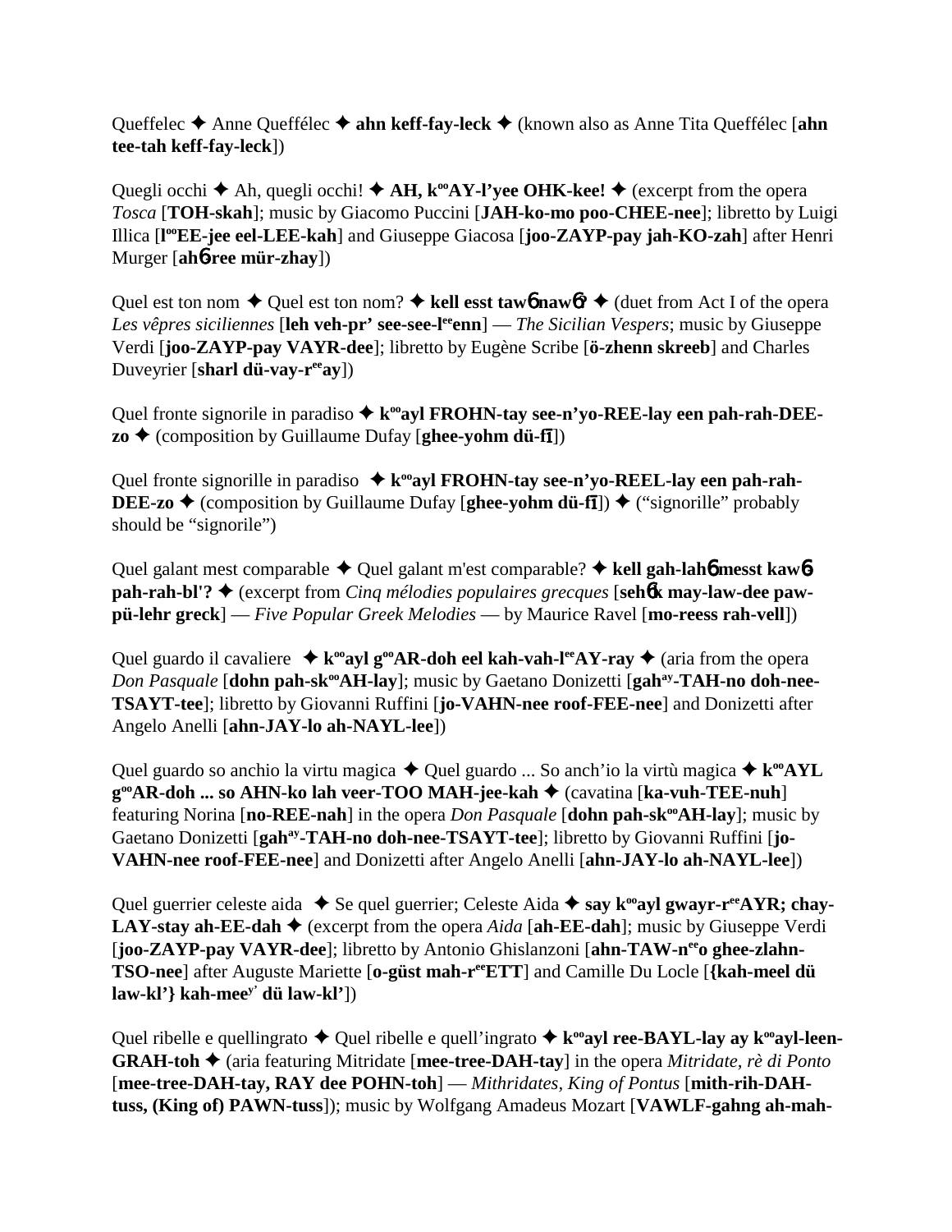Queffelec ✦ Anne Queffélec ✦ **ahn keff-fay-leck** ✦ (known also as Anne Tita Queffélec [**ahn tee-tah keff-fay-leck**])

Quegli occhi ✦ Ah, quegli occhi! ✦ **AH, k<sup>oo</sup>AY-l'yee OHK-kee!** ✦ (excerpt from the opera *Tosca* [**TOH-skah**]; music by Giacomo Puccini [**JAH-ko-mo poo-CHEE-nee**]; libretto by Luigi Illica [**l<sup>oo</sup>EE-jee eel-LEE-kah**] and Giuseppe Giacosa [**joo-ZAYP-pay jah-KO-zah**] after Henri Murger [**ahɲ-ree mür-zhay**])

Quel est ton nom ✦ Quel est ton nom? ✦ **kell esst tawɲ nawɲ?** ✦ (duet from Act I of the opera *Les vêpres siciliennes* [**leh veh-pr' see-see-l<sup>ee</sup>enn**] — *The Sicilian Vespers*; music by Giuseppe Verdi [**joo-ZAYP-pay VAYR-dee**]; libretto by Eugène Scribe [**ö-zhenn skreeb**] and Charles Duveyrier [**sharl dü-vay-r<sup>ee</sup>ay**])

Quel fronte signorile in paradiso ✦ **k<sup>oo</sup>ayl FROHN-tay see-n'yo-REE-lay een pah-rah-DEE-zo** ✦ (composition by Guillaume Dufay [**ghee-yohm dü-fī**])

Quel fronte signorille in paradiso ✦ **k<sup>oo</sup>ayl FROHN-tay see-n'yo-REEL-lay een pah-rah-DEE-zo** ✦ (composition by Guillaume Dufay [**ghee-yohm dü-fī**]) ✦ ("signorille" probably should be "signorile")

Quel galant mest comparable ✦ Quel galant m'est comparable? ✦ **kell gah-lahɲ messt kawɲ-pah-rah-bl'?** ✦ (excerpt from *Cinq mélodies populaires grecques* [**sehɲk may-law-dee paw-pü-lehr greck**] — *Five Popular Greek Melodies* — by Maurice Ravel [**mo-reess rah-vell**])

Quel guardo il cavaliere ✦ **k<sup>oo</sup>ayl g<sup>oo</sup>AR-doh eel kah-vah-l<sup>ee</sup>AY-ray** ✦ (aria from the opera *Don Pasquale* [**dohn pah-sk<sup>oo</sup>AH-lay**]; music by Gaetano Donizetti [**gah<sup>ay</sup>-TAH-no doh-nee-TSAYT-tee**]; libretto by Giovanni Ruffini [**jo-VAHN-nee roof-FEE-nee**] and Donizetti after Angelo Anelli [**ahn-JAY-lo ah-NAYL-lee**])

Quel guardo so anchio la virtu magica ✦ Quel guardo ... So anch'io la virtù magica ✦ **k<sup>oo</sup>AYL g<sup>oo</sup>AR-doh ... so AHN-ko lah veer-TOO MAH-jee-kah** ✦ (cavatina [**ka-vuh-TEE-nuh**] featuring Norina [**no-REE-nah**] in the opera *Don Pasquale* [**dohn pah-sk<sup>oo</sup>AH-lay**]; music by Gaetano Donizetti [**gah<sup>ay</sup>-TAH-no doh-nee-TSAYT-tee**]; libretto by Giovanni Ruffini [**jo-VAHN-nee roof-FEE-nee**] and Donizetti after Angelo Anelli [**ahn-JAY-lo ah-NAYL-lee**])

Quel guerrier celeste aida ✦ Se quel guerrier; Celeste Aida ✦ **say k<sup>oo</sup>ayl gwayr-r<sup>ee</sup>AYR; chay-LAY-stay ah-EE-dah** ✦ (excerpt from the opera *Aida* [**ah-EE-dah**]; music by Giuseppe Verdi [**joo-ZAYP-pay VAYR-dee**]; libretto by Antonio Ghislanzoni [**ahn-TAW-n<sup>ee</sup>o ghee-zlahn-TSO-nee**] after Auguste Mariette [**o-güst mah-r<sup>ee</sup>ETT**] and Camille Du Locle [**{kah-meel dü law-kl'} kah-mee<sup>y'</sup> dü law-kl'**])

Quel ribelle e quellingrato ✦ Quel ribelle e quell'ingrato ✦ **k<sup>oo</sup>ayl ree-BAYL-lay ay k<sup>oo</sup>ayl-leen-GRAH-toh** ✦ (aria featuring Mitridate [**mee-tree-DAH-tay**] in the opera *Mitridate, rè di Ponto* [**mee-tree-DAH-tay, RAY dee POHN-toh**] — *Mithridates, King of Pontus* [**mith-rih-DAH-tuss, (King of) PAWN-tuss**]); music by Wolfgang Amadeus Mozart [**VAWLF-gahng ah-mah-**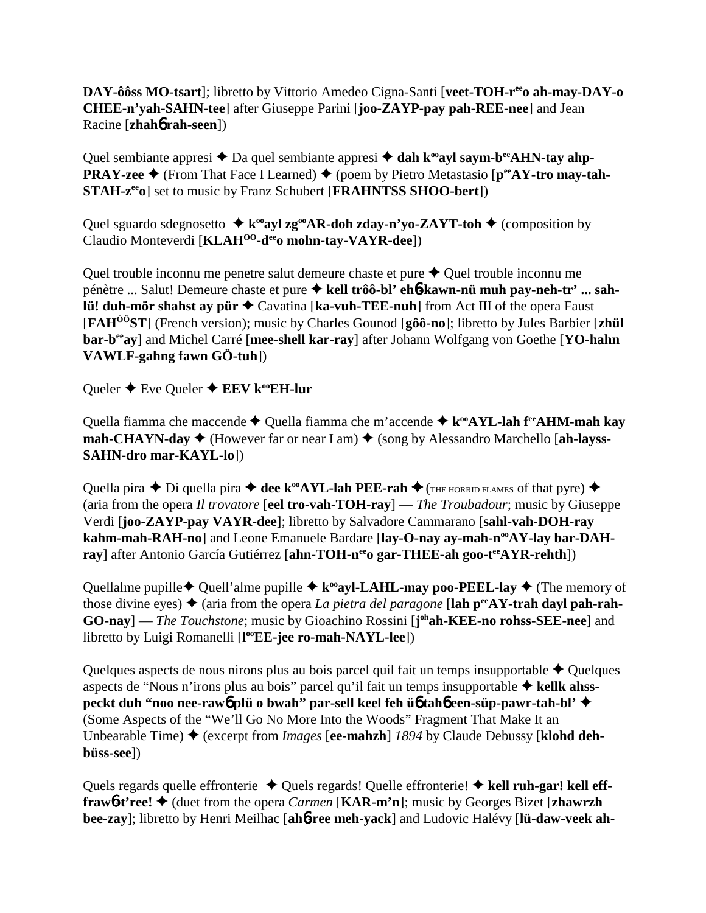**DAY-ôôss MO-tsart**]; libretto by Vittorio Amedeo Cigna-Santi [**veet-TOH-r**ee**o ah-may-DAY-o CHEE-n'yah-SAHN-tee**] after Giuseppe Parini [**joo-ZAYP-pay pah-REE-nee**] and Jean Racine [**zhah**6 **rah-seen**])

Quel sembiante appresi ✦ Da quel sembiante appresi ✦ **dah k**oo**ayl saym-b**ee**AHN-tay ahp-PRAY-zee** ✦ (From That Face I Learned) ✦ (poem by Pietro Metastasio [**p**ee**AY-tro may-tah-STAH-z**ee**o**] set to music by Franz Schubert [**FRAHNTSS SHOO-bert**])

Quel sguardo sdegnosetto ✦ **k**oo**ayl zg**oo**AR-doh zday-n'yo-ZAYT-toh** ✦ (composition by Claudio Monteverdi [**KLAH**OO**-d**ee**o mohn-tay-VAYR-dee**])

Quel trouble inconnu me penetre salut demeure chaste et pure ✦ Quel trouble inconnu me pénètre ... Salut! Demeure chaste et pure ✦ **kell trôô-bl' eh**6**-kawn-nü muh pay-neh-tr' ... sah-lü! duh-mör shahst ay pür** ✦ Cavatina [**ka-vuh-TEE-nuh**] from Act III of the opera Faust [**FAH**ÔÔ**ST**] (French version); music by Charles Gounod [**gôô-no**]; libretto by Jules Barbier [**zhül bar-b**ee**ay**] and Michel Carré [**mee-shell kar-ray**] after Johann Wolfgang von Goethe [**YO-hahn VAWLF-gahng fawn GÖ-tuh**])

Queler ✦ Eve Queler ✦ **EEV k**oo**EH-lur**

Quella fiamma che maccende ✦ Quella fiamma che m'accende ✦ **k**oo**AYL-lah f**ee**AHM-mah kay mah-CHAYN-day** ✦ (However far or near I am) ✦ (song by Alessandro Marchello [**ah-layss-SAHN-dro mar-KAYL-lo**])

Quella pira ✦ Di quella pira ✦ **dee k**oo**AYL-lah PEE-rah** ✦ (THE HORRID FLAMES of that pyre) ✦ (aria from the opera *Il trovatore* [**eel tro-vah-TOH-ray**] — *The Troubadour*; music by Giuseppe Verdi [**joo-ZAYP-pay VAYR-dee**]; libretto by Salvadore Cammarano [**sahl-vah-DOH-ray kahm-mah-RAH-no**] and Leone Emanuele Bardare [**lay-O-nay ay-mah-n**oo**AY-lay bar-DAH-ray**] after Antonio García Gutiérrez [**ahn-TOH-n**ee**o gar-THEE-ah goo-t**ee**AYR-rehth**])

Quellalme pupille✦ Quell'alme pupille ✦ **k**oo**ayl-LAHL-may poo-PEEL-lay** ✦ (The memory of those divine eyes) ✦ (aria from the opera *La pietra del paragone* [**lah p**ee**AY-trah dayl pah-rah-GO-nay**] — *The Touchstone*; music by Gioachino Rossini [**j**oh**ah-KEE-no rohss-SEE-nee**] and libretto by Luigi Romanelli [**l**oo**EE-jee ro-mah-NAYL-lee**])

Quelques aspects de nous nirons plus au bois parcel quil fait un temps insupportable ✦ Quelques aspects de "Nous n'irons plus au bois" parcel qu'il fait un temps insupportable ✦ **kellk ahss-peckt duh "noo nee-raw**6 **plü o bwah" par-sell keel feh ü**6 **tah**6 **een-süp-pawr-tah-bl'** ✦ (Some Aspects of the "We'll Go No More Into the Woods" Fragment That Make It an Unbearable Time) ✦ (excerpt from *Images* [**ee-mahzh**] *1894* by Claude Debussy [**klohd deh-büss-see**])

Quels regards quelle effronterie ✦ Quels regards! Quelle effronterie! ✦ **kell ruh-gar! kell eff-fraw**6**-t'ree!** ✦ (duet from the opera *Carmen* [**KAR-m'n**]; music by Georges Bizet [**zhawrzh bee-zay**]; libretto by Henri Meilhac [**ah**6**-ree meh-yack**] and Ludovic Halévy [**lü-daw-veek ah-**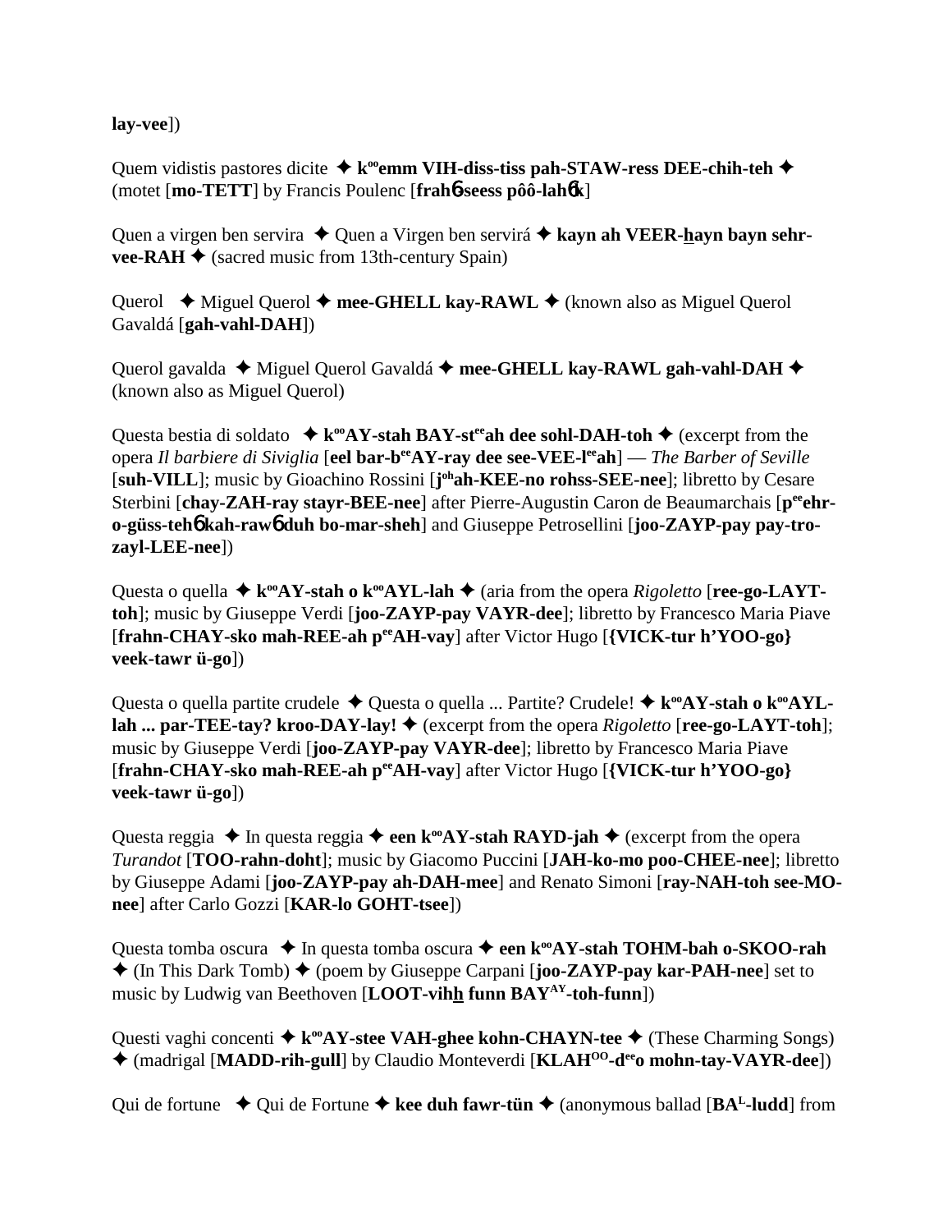**lay-vee**])

Quem vidistis pastores dicite ✦ **k[oo]emm VIH-diss-tiss pah-STAW-ress DEE-chih-teh** ✦ (motet [**mo-TETT**] by Francis Poulenc [**frahɲ-seess pôô-lahɲk**]

Quen a virgen ben servira ✦ Quen a Virgen ben servirá ✦ **kayn ah VEER-hayn bayn sehr-vee-RAH** ✦ (sacred music from 13th-century Spain)

Querol ✦ Miguel Querol ✦ **mee-GHELL kay-RAWL** ✦ (known also as Miguel Querol Gavaldá [**gah-vahl-DAH**])

Querol gavalda ✦ Miguel Querol Gavaldá ✦ **mee-GHELL kay-RAWL gah-vahl-DAH** ✦ (known also as Miguel Querol)

Questa bestia di soldato ✦ **k[oo]AY-stah BAY-st[ee]ah dee sohl-DAH-toh** ✦ (excerpt from the opera *Il barbiere di Siviglia* [**eel bar-b[ee]AY-ray dee see-VEE-l[ee]ah**] — *The Barber of Seville* [**suh-VILL**]; music by Gioachino Rossini [**j[oh]ah-KEE-no rohss-SEE-nee**]; libretto by Cesare Sterbini [**chay-ZAH-ray stayr-BEE-nee**] after Pierre-Augustin Caron de Beaumarchais [**p[ee]ehr-o-güss-tehɲ kah-rawɲ duh bo-mar-sheh**] and Giuseppe Petrosellini [**joo-ZAYP-pay pay-tro-zayl-LEE-nee**])

Questa o quella ✦ **k[oo]AY-stah o k[oo]AYL-lah** ✦ (aria from the opera *Rigoletto* [**ree-go-LAYT-toh**]; music by Giuseppe Verdi [**joo-ZAYP-pay VAYR-dee**]; libretto by Francesco Maria Piave [**frahn-CHAY-sko mah-REE-ah p[ee]AH-vay**] after Victor Hugo [**{VICK-tur h'YOO-go} veek-tawr ü-go**])

Questa o quella partite crudele ✦ Questa o quella ... Partite? Crudele! ✦ **k[oo]AY-stah o k[oo]AYL-lah ... par-TEE-tay? kroo-DAY-lay!** ✦ (excerpt from the opera *Rigoletto* [**ree-go-LAYT-toh**]; music by Giuseppe Verdi [**joo-ZAYP-pay VAYR-dee**]; libretto by Francesco Maria Piave [**frahn-CHAY-sko mah-REE-ah p[ee]AH-vay**] after Victor Hugo [**{VICK-tur h'YOO-go} veek-tawr ü-go**])

Questa reggia ✦ In questa reggia ✦ **een k[oo]AY-stah RAYD-jah** ✦ (excerpt from the opera *Turandot* [**TOO-rahn-doht**]; music by Giacomo Puccini [**JAH-ko-mo poo-CHEE-nee**]; libretto by Giuseppe Adami [**joo-ZAYP-pay ah-DAH-mee**] and Renato Simoni [**ray-NAH-toh see-MO-nee**] after Carlo Gozzi [**KAR-lo GOHT-tsee**])

Questa tomba oscura ✦ In questa tomba oscura ✦ **een k[oo]AY-stah TOHM-bah o-SKOO-rah** ✦ (In This Dark Tomb) ✦ (poem by Giuseppe Carpani [**joo-ZAYP-pay kar-PAH-nee**] set to music by Ludwig van Beethoven [**LOOT-vihh funn BAY[AY]-toh-funn**])

Questi vaghi concenti ✦ **k[oo]AY-stee VAH-ghee kohn-CHAYN-tee** ✦ (These Charming Songs) ✦ (madrigal [**MADD-rih-gull**] by Claudio Monteverdi [**KLAH[OO]-d[ee]o mohn-tay-VAYR-dee**])

Qui de fortune ✦ Qui de Fortune ✦ **kee duh fawr-tün** ✦ (anonymous ballad [**BA[L]-ludd**] from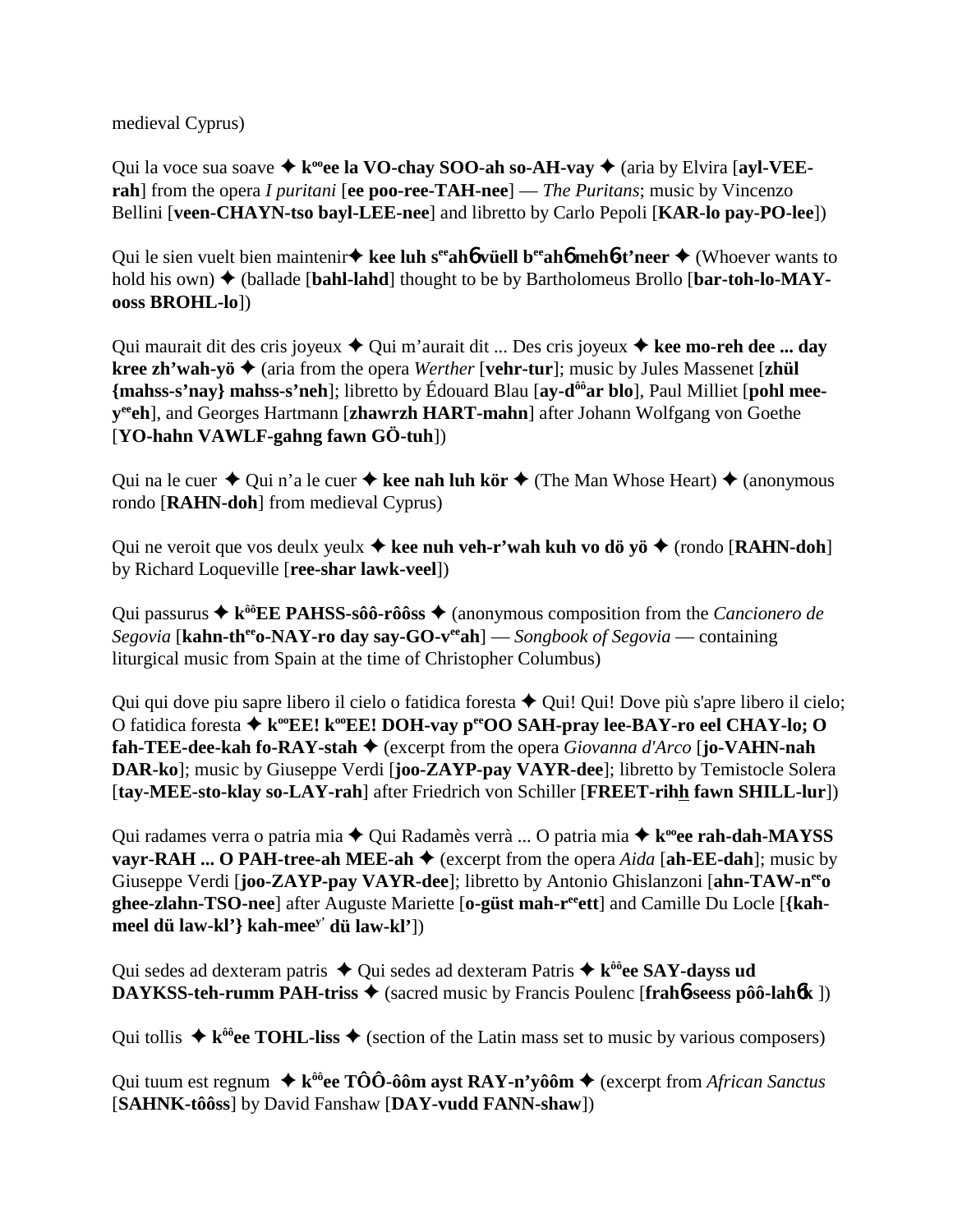medieval Cyprus)

Qui la voce sua soave ✦ **k[oo]ee la VO-chay SOO-ah so-AH-vay** ✦ (aria by Elvira [**ayl-VEE-rah**] from the opera *I puritani* [**ee poo-ree-TAH-nee**] — *The Puritans*; music by Vincenzo Bellini [**veen-CHAYN-tso bayl-LEE-nee**] and libretto by Carlo Pepoli [**KAR-lo pay-PO-lee**])

Qui le sien vuelt bien maintenir✦ **kee luh s[ee]ahɓ vüell b[ee]ahɓ mehɓ-t'neer** ✦ (Whoever wants to hold his own) ✦ (ballade [**bahl-lahd**] thought to be by Bartholomeus Brollo [**bar-toh-lo-MAY-ooss BROHL-lo**])

Qui maurait dit des cris joyeux ✦ Qui m'aurait dit ... Des cris joyeux ✦ **kee mo-reh dee ... day kree zh'wah-yö** ✦ (aria from the opera *Werther* [**vehr-tur**]; music by Jules Massenet [**zhül {mahss-s'nay} mahss-s'neh**]; libretto by Édouard Blau [**ay-d[ôô]ar blo**], Paul Milliet [**pohl mee-y[ee]eh**], and Georges Hartmann [**zhawrzh HART-mahn**] after Johann Wolfgang von Goethe [**YO-hahn VAWLF-gahng fawn GÖ-tuh**])

Qui na le cuer ✦ Qui n'a le cuer ✦ **kee nah luh kör** ✦ (The Man Whose Heart) ✦ (anonymous rondo [**RAHN-doh**] from medieval Cyprus)

Qui ne veroit que vos deulx yeulx ✦ **kee nuh veh-r'wah kuh vo dö yö** ✦ (rondo [**RAHN-doh**] by Richard Loqueville [**ree-shar lawk-veel**])

Qui passurus ✦ **k[ôô]EE PAHSS-sôô-rôôss** ✦ (anonymous composition from the *Cancionero de Segovia* [**kahn-th[ee]o-NAY-ro day say-GO-v[ee]ah**] — *Songbook of Segovia* — containing liturgical music from Spain at the time of Christopher Columbus)

Qui qui dove piu sapre libero il cielo o fatidica foresta ✦ Qui! Qui! Dove più s'apre libero il cielo; O fatidica foresta ✦ **k[oo]EE! k[oo]EE! DOH-vay p[ee]OO SAH-pray lee-BAY-ro eel CHAY-lo; O fah-TEE-dee-kah fo-RAY-stah** ✦ (excerpt from the opera *Giovanna d'Arco* [**jo-VAHN-nah DAR-ko**]; music by Giuseppe Verdi [**joo-ZAYP-pay VAYR-dee**]; libretto by Temistocle Solera [**tay-MEE-sto-klay so-LAY-rah**] after Friedrich von Schiller [**FREET-rihh fawn SHILL-lur**])

Qui radames verra o patria mia ✦ Qui Radamès verrà ... O patria mia ✦ **k[oo]ee rah-dah-MAYSS vayr-RAH ... O PAH-tree-ah MEE-ah** ✦ (excerpt from the opera *Aida* [**ah-EE-dah**]; music by Giuseppe Verdi [**joo-ZAYP-pay VAYR-dee**]; libretto by Antonio Ghislanzoni [**ahn-TAW-n[ee]o ghee-zlahn-TSO-nee**] after Auguste Mariette [**o-güst mah-r[ee]ett**] and Camille Du Locle [**{kah-meel dü law-kl'} kah-mee[y'] dü law-kl'**])

Qui sedes ad dexteram patris ✦ Qui sedes ad dexteram Patris ✦ **k[ôô]ee SAY-dayss ud DAYKSS-teh-rumm PAH-triss** ✦ (sacred music by Francis Poulenc [**frahɓ-seess pôô-lahɓk** ])

Qui tollis ✦ **k[ôô]ee TOHL-liss** ✦ (section of the Latin mass set to music by various composers)

Qui tuum est regnum ✦ **k[ôô]ee TÔÔ-ôôm ayst RAY-n'yôôm** ✦ (excerpt from *African Sanctus* [**SAHNK-tôôss**] by David Fanshaw [**DAY-vudd FANN-shaw**])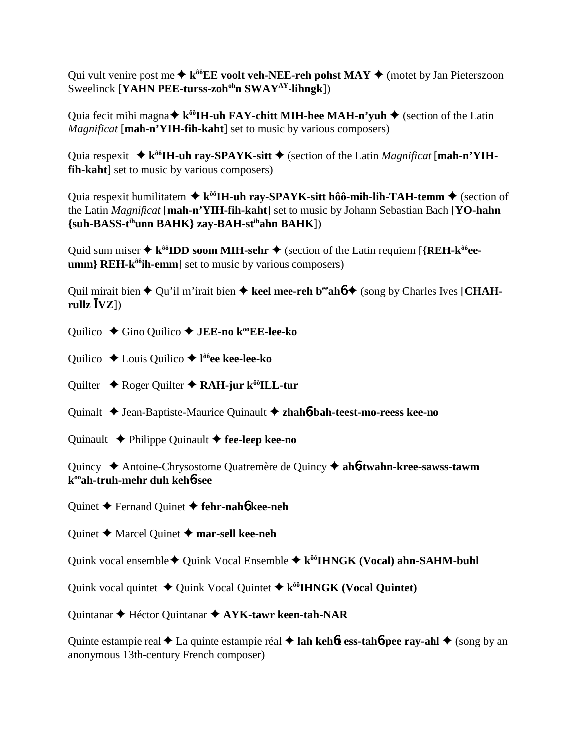Qui vult venire post me ✦ **k^ôô^EE voolt veh-NEE-reh pohst MAY** ✦ (motet by Jan Pieterszoon Sweelinck [**YAHN PEE-turss-zoh^oh^n SWAY^AY^-lihngk**])

Quia fecit mihi magna ✦ **k^ôô^IH-uh FAY-chitt MIH-hee MAH-n'yuh** ✦ (section of the Latin *Magnificat* [**mah-n'YIH-fih-kaht**] set to music by various composers)

Quia respexit ✦ **k^ôô^IH-uh ray-SPAYK-sitt** ✦ (section of the Latin *Magnificat* [**mah-n'YIH-fih-kaht**] set to music by various composers)

Quia respexit humilitatem ✦ **k^ôô^IH-uh ray-SPAYK-sitt hôô-mih-lih-TAH-temm** ✦ (section of the Latin *Magnificat* [**mah-n'YIH-fih-kaht**] set to music by Johann Sebastian Bach [**YO-hahn {suh-BASS-t^ih^unn BAHK} zay-BAH-st^ih^ahn BAHK**])

Quid sum miser ✦ **k^ôô^IDD soom MIH-sehr** ✦ (section of the Latin requiem [**{REH-k^ôô^ee-umm} REH-k^ôô^ih-emm**] set to music by various composers)

Quil mirait bien ✦ Qu'il m'irait bien ✦ **keel mee-reh b^ee^ahɓ** ✦ (song by Charles Ives [**CHAH-rullz ĪVZ**])

Quilico ✦ Gino Quilico ✦ **JEE-no k^oo^EE-lee-ko**

Quilico ✦ Louis Quilico ✦ **l^ôô^ee kee-lee-ko**

Quilter ✦ Roger Quilter ✦ **RAH-jur k^ôô^ILL-tur**

Quinalt ✦ Jean-Baptiste-Maurice Quinault ✦ **zhahɓ-bah-teest-mo-reess kee-no**

Quinault ✦ Philippe Quinault ✦ **fee-leep kee-no**

Quincy ✦ Antoine-Chrysostome Quatremère de Quincy ✦ **ahɓ-twahn-kree-sawss-tawm k^oo^ah-truh-mehr duh kehɓ-see**

Quinet ✦ Fernand Quinet ✦ **fehr-nahɓ kee-neh**

Quinet ✦ Marcel Quinet ✦ **mar-sell kee-neh**

Quink vocal ensemble ✦ Quink Vocal Ensemble ✦ **k^ôô^IHNGK (Vocal) ahn-SAHM-buhl**

Quink vocal quintet ✦ Quink Vocal Quintet ✦ **k^ôô^IHNGK (Vocal Quintet)**

Quintanar ✦ Héctor Quintanar ✦ **AYK-tawr keen-tah-NAR**

Quinte estampie real ✦ La quinte estampie réal ✦ **lah kehɓt ess-tahɓ-pee ray-ahl** ✦ (song by an anonymous 13th-century French composer)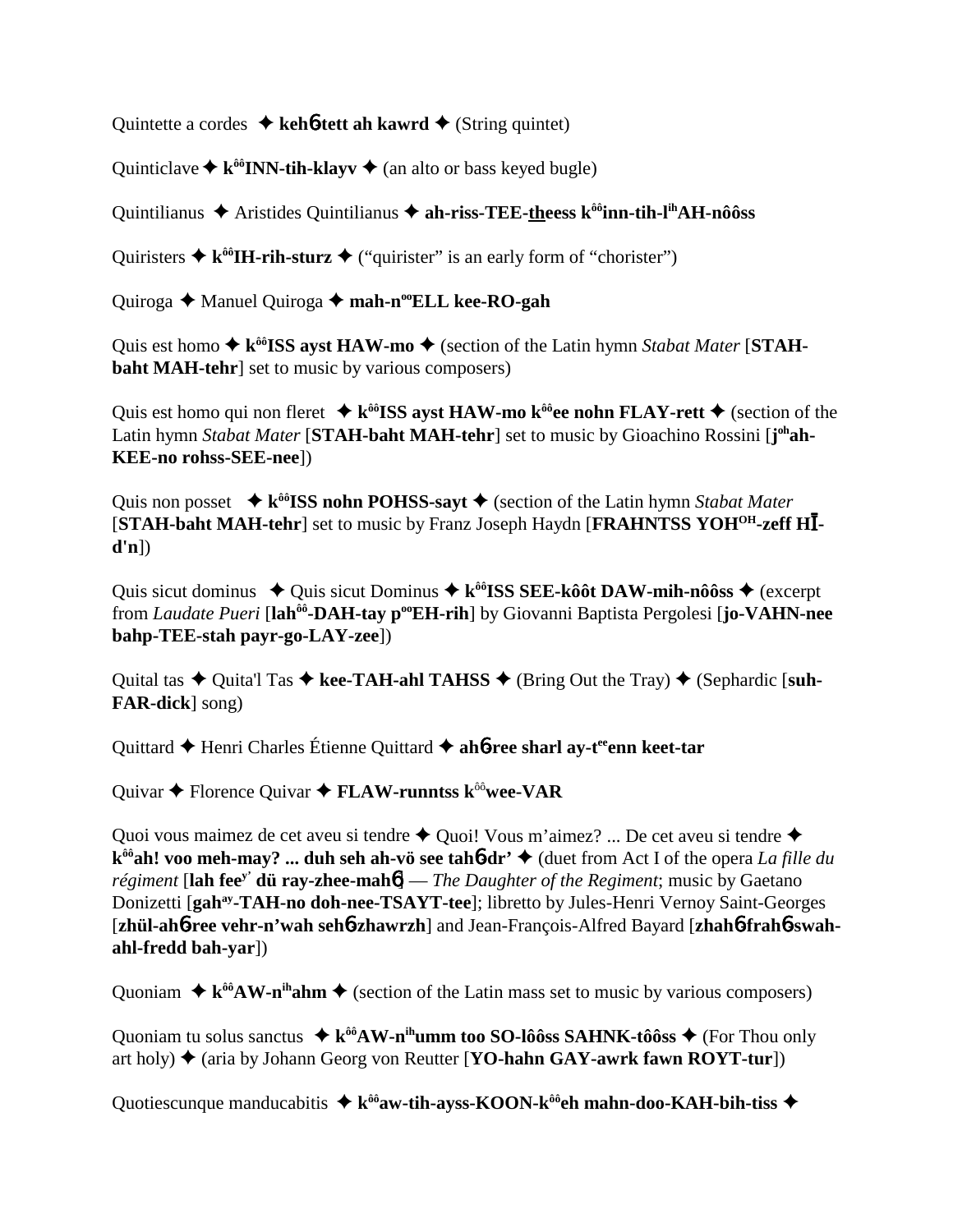Quintette a cordes ✦ **keh6-tett ah kawrd** ✦ (String quintet)

Quinticlave ✦ **k^ôô^INN-tih-klayv** ✦ (an alto or bass keyed bugle)

Quintilianus ✦ Aristides Quintilianus ✦ **ah-riss-TEE-theess k^ôô^inn-tih-l^ih^AH-nôôss**

Quiristers ✦ **k^ôô^IH-rih-sturz** ✦ ("quirister" is an early form of "chorister")

Quiroga ✦ Manuel Quiroga ✦ **mah-n^oo^ELL kee-RO-gah**

Quis est homo ✦ **k^ôô^ISS ayst HAW-mo** ✦ (section of the Latin hymn *Stabat Mater* [**STAH-baht MAH-tehr**] set to music by various composers)

Quis est homo qui non fleret ✦ **k^ôô^ISS ayst HAW-mo k^ôô^ee nohn FLAY-rett** ✦ (section of the Latin hymn *Stabat Mater* [**STAH-baht MAH-tehr**] set to music by Gioachino Rossini [**j^oh^ah-KEE-no rohss-SEE-nee**])

Quis non posset ✦ **k^ôô^ISS nohn POHSS-sayt** ✦ (section of the Latin hymn *Stabat Mater* [**STAH-baht MAH-tehr**] set to music by Franz Joseph Haydn [**FRAHNTSS YOH^OH^-zeff HĪ-d'n**])

Quis sicut dominus ✦ Quis sicut Dominus ✦ **k^ôô^ISS SEE-kôôt DAW-mih-nôôss** ✦ (excerpt from *Laudate Pueri* [**lah^ôô^-DAH-tay p^oo^EH-rih**] by Giovanni Baptista Pergolesi [**jo-VAHN-nee bahp-TEE-stah payr-go-LAY-zee**])

Quital tas ✦ Quita'l Tas ✦ **kee-TAH-ahl TAHSS** ✦ (Bring Out the Tray) ✦ (Sephardic [**suh-FAR-dick**] song)

Quittard ✦ Henri Charles Étienne Quittard ✦ **ah6-ree sharl ay-t^ee^enn keet-tar**

Quivar ✦ Florence Quivar ✦ **FLAW-runntss k^ôô^wee-VAR**

Quoi vous maimez de cet aveu si tendre ✦ Quoi! Vous m'aimez? ... De cet aveu si tendre ✦ **k^ôô^ah! voo meh-may? ... duh seh ah-vö see tah6-dr'** ✦ (duet from Act I of the opera *La fille du régiment* [**lah fee^y'^ dü ray-zhee-mah6**] — *The Daughter of the Regiment*; music by Gaetano Donizetti [**gah^ay^-TAH-no doh-nee-TSAYT-tee**]; libretto by Jules-Henri Vernoy Saint-Georges [**zhül-ah6-ree vehr-n'wah seh6-zhawrzh**] and Jean-François-Alfred Bayard [**zhah6-frah6-swah-ahl-fredd bah-yar**])

Quoniam ✦ **k^ôô^AW-n^ih^ahm** ✦ (section of the Latin mass set to music by various composers)

Quoniam tu solus sanctus ✦ **k^ôô^AW-n^ih^umm too SO-lôôss SAHNK-tôôss** ✦ (For Thou only art holy) ✦ (aria by Johann Georg von Reutter [**YO-hahn GAY-awrk fawn ROYT-tur**])

Quotiescunque manducabitis ✦ **k^ôô^aw-tih-ayss-KOON-k^ôô^eh mahn-doo-KAH-bih-tiss** ✦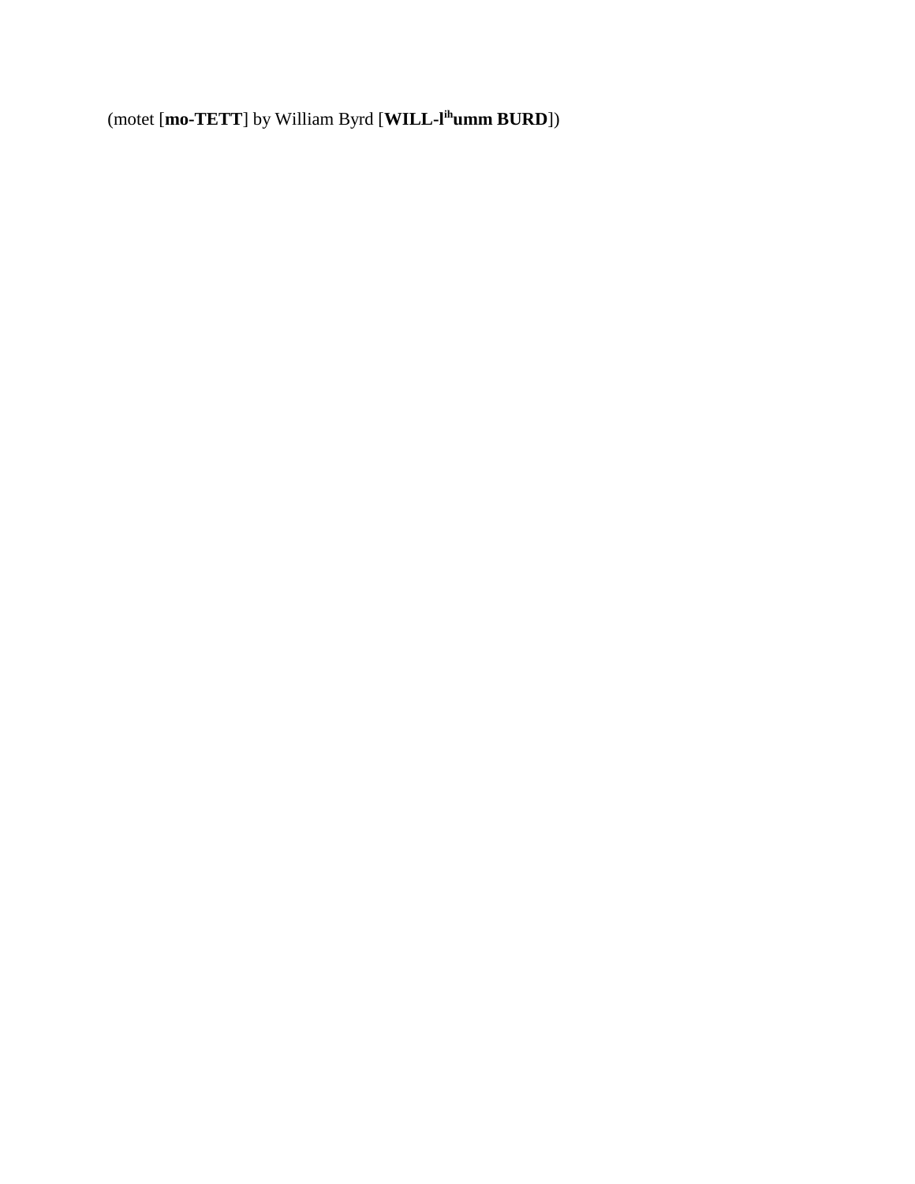(motet [**mo-TETT**] by William Byrd [**WILL-l**[ih]**umm BURD**])